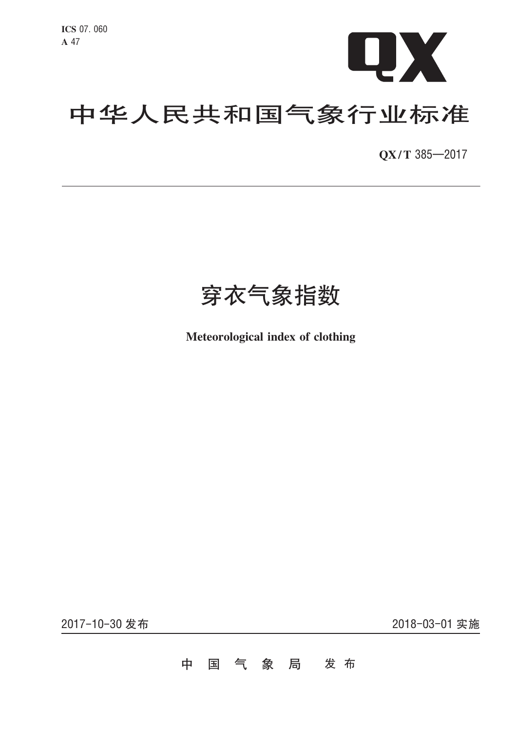ICS 07.060
A 47

QX

# 中华人民共和国气象行业标准

QX/T 385—2017

# 穿衣气象指数

**Meteorological index of clothing**

2017-10-30 发布　　2018-03-01 实施

中国气象局　发布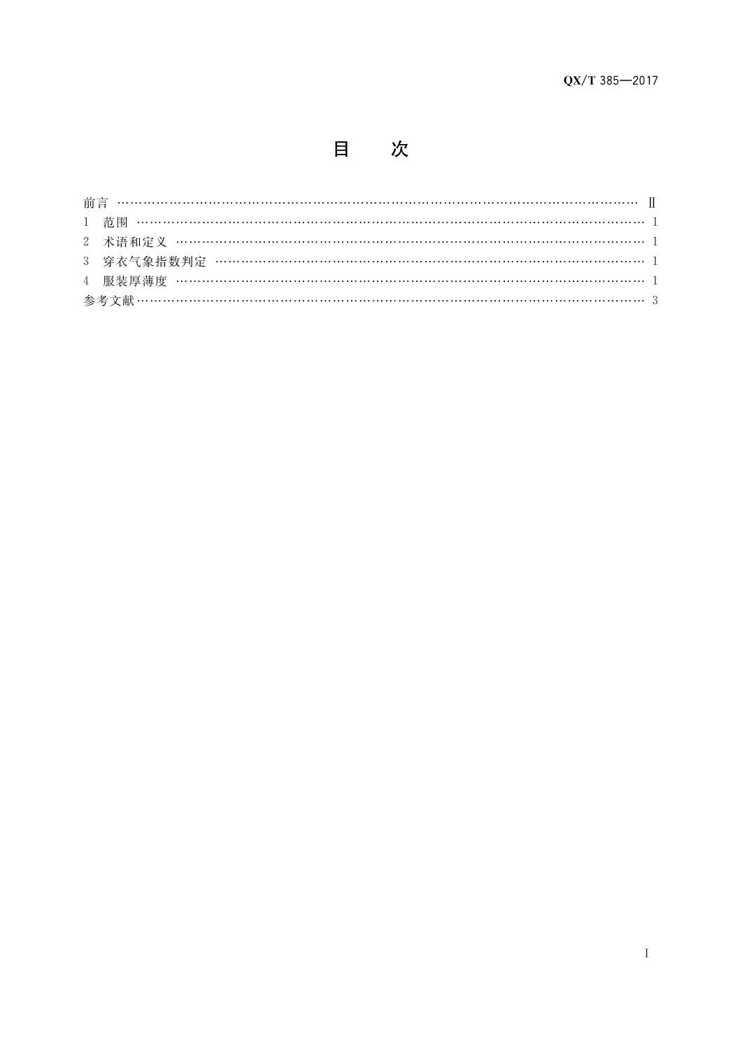# 目　　次

前言 …… Ⅱ
1　范围 …… 1
2　术语和定义 …… 1
3　穿衣气象指数判定 …… 1
4　服装厚薄度 …… 1
参考文献 …… 3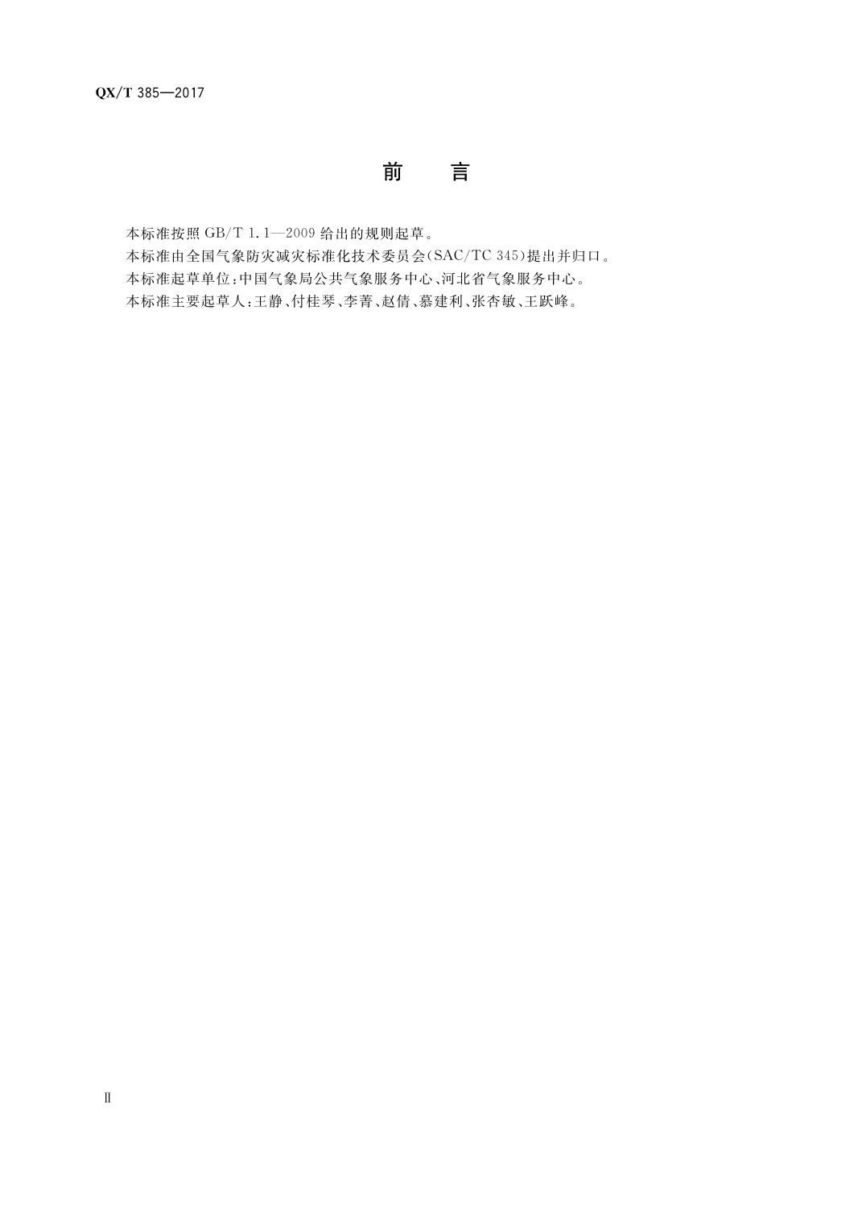# 前　言

本标准按照 GB/T 1.1—2009 给出的规则起草。

本标准由全国气象防灾减灾标准化技术委员会(SAC/TC 345)提出并归口。

本标准起草单位:中国气象局公共气象服务中心、河北省气象服务中心。

本标准主要起草人:王静、付桂琴、李菁、赵倩、綦建利、张杏敏、王跃峰。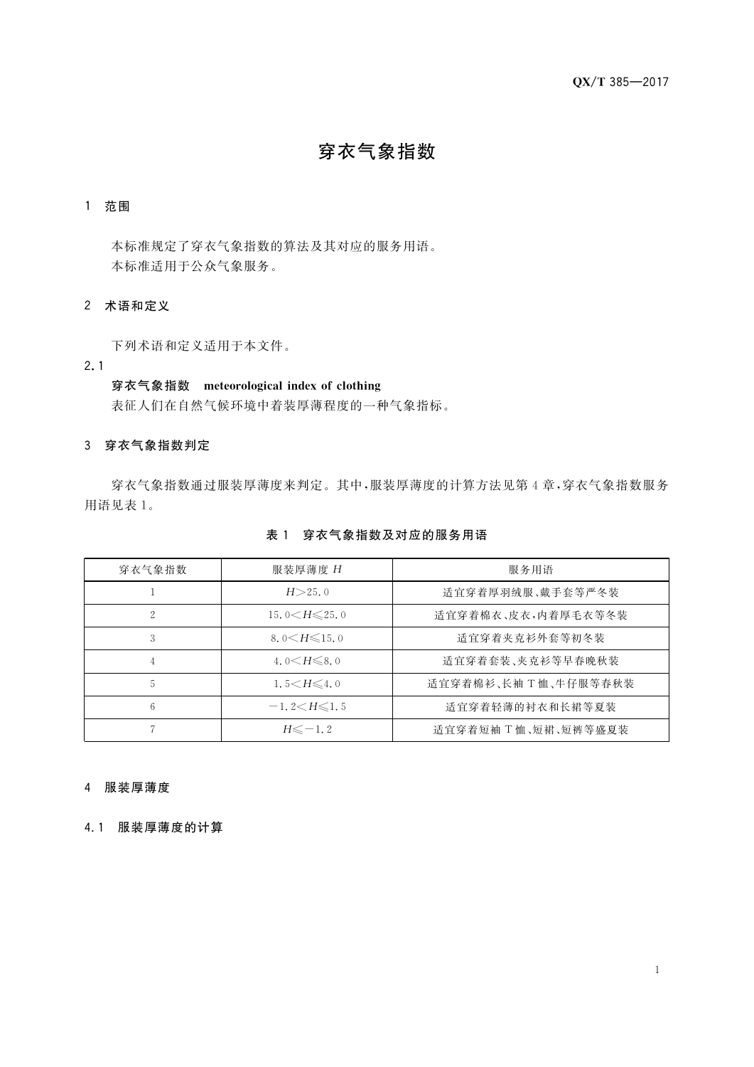# 穿衣气象指数

## 1 范围

本标准规定了穿衣气象指数的算法及其对应的服务用语。

本标准适用于公众气象服务。

## 2 术语和定义

下列术语和定义适用于本文件。

2.1

**穿衣气象指数 meteorological index of clothing**

表征人们在自然气候环境中着装厚薄程度的一种气象指标。

## 3 穿衣气象指数判定

穿衣气象指数通过服装厚薄度来判定。其中，服装厚薄度的计算方法见第4章，穿衣气象指数服务用语见表1。

**表1 穿衣气象指数及对应的服务用语**

| 穿衣气象指数 | 服装厚薄度 $H$ | 服务用语 |
|---|---|---|
| 1 | $H>25.0$ | 适宜穿着厚羽绒服、戴手套等严冬装 |
| 2 | $15.0<H\leqslant 25.0$ | 适宜穿着棉衣、皮衣，内着厚毛衣等冬装 |
| 3 | $8.0<H\leqslant 15.0$ | 适宜穿着夹克衫外套等初冬装 |
| 4 | $4.0<H\leqslant 8.0$ | 适宜穿着套装、夹克衫等早春晚秋装 |
| 5 | $1.5<H\leqslant 4.0$ | 适宜穿着棉衫、长袖T恤、牛仔服等春秋装 |
| 6 | $-1.2<H\leqslant 1.5$ | 适宜穿着轻薄的衬衣和长裙等夏装 |
| 7 | $H\leqslant -1.2$ | 适宜穿着短袖T恤、短裙、短裤等盛夏装 |

## 4 服装厚薄度

### 4.1 服装厚薄度的计算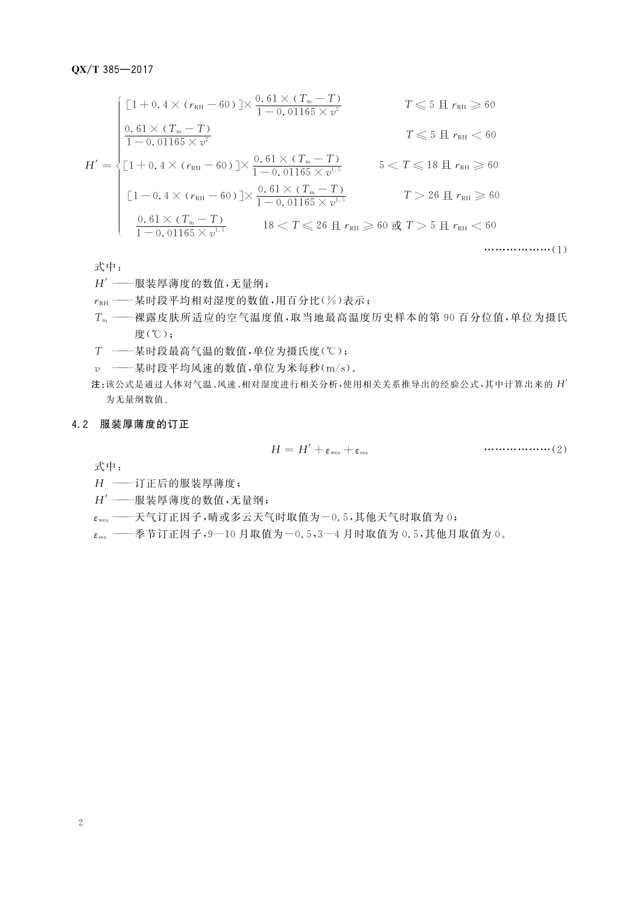$$
H' = \begin{cases}
[1+0.4\times(r_{RH}-60)]\times\dfrac{0.61\times(T_m-T)}{1-0.01165\times v^2} & T\leqslant 5\text{ 且 }r_{RH}\geqslant 60 \\[2ex]
\dfrac{0.61\times(T_m-T)}{1-0.01165\times v^2} & T\leqslant 5\text{ 且 }r_{RH}<60 \\[2ex]
[1+0.4\times(r_{RH}-60)]\times\dfrac{0.61\times(T_m-T)}{1-0.01165\times v^{1.5}} & 5<T\leqslant 18\text{ 且 }r_{RH}\geqslant 60 \\[2ex]
[1-0.4\times(r_{RH}-60)]\times\dfrac{0.61\times(T_m-T)}{1-0.01165\times v^{1.5}} & T>26\text{ 且 }r_{RH}\geqslant 60 \\[2ex]
\dfrac{0.61\times(T_m-T)}{1-0.01165\times v^{1.5}} & 18<T\leqslant 26\text{ 且 }r_{RH}\geqslant 60\text{ 或 }T>5\text{ 且 }r_{RH}<60
\end{cases}
\quad\cdots\cdots\cdots\cdots\cdots\cdots(1)
$$

式中：

$H'$ ——服装厚薄度的数值，无量纲；

$r_{RH}$ ——某时段平均相对湿度的数值，用百分比（%）表示；

$T_m$ ——裸露皮肤所适应的空气温度值，取当地最高温度历史样本的第 90 百分位值，单位为摄氏度（℃）；

$T$ ——某时段最高气温的数值，单位为摄氏度（℃）；

$v$ ——某时段平均风速的数值，单位为米每秒（m/s）。

注：该公式是通过人体对气温、风速、相对湿度进行相关分析，使用相关关系推导出的经验公式，其中计算出来的 $H'$ 为无量纲数值。

## 4.2 服装厚薄度的订正

$$
H = H' + \varepsilon_{wea} + \varepsilon_{sea} \quad\cdots\cdots\cdots\cdots\cdots\cdots(2)
$$

式中：

$H$ ——订正后的服装厚薄度；

$H'$ ——服装厚薄度的数值，无量纲；

$\varepsilon_{wea}$ ——天气订正因子，晴或多云天气时取值为 −0.5，其他天气时取值为 0；

$\varepsilon_{sea}$ ——季节订正因子，9—10 月取值为 −0.5，3—4 月时取值为 0.5，其他月取值为 0。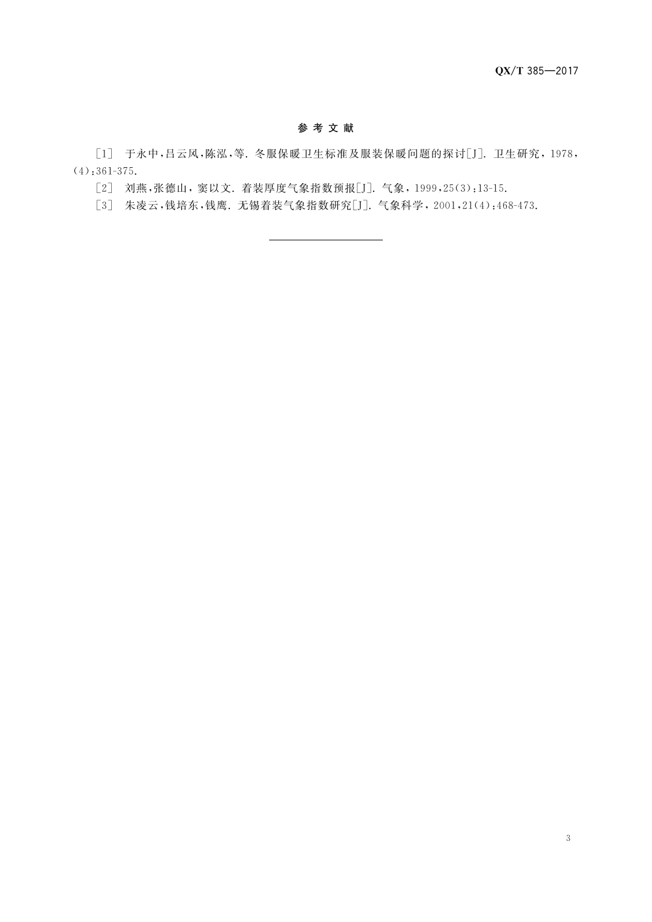## 参 考 文 献

[1] 于永中,吕云风,陈泓,等. 冬服保暖卫生标准及服装保暖问题的探讨[J]. 卫生研究，1978，(4):361-375.

[2] 刘燕,张德山，窦以文. 着装厚度气象指数预报[J]. 气象，1999,25(3):13-15.

[3] 朱凌云,钱培东,钱鹰. 无锡着装气象指数研究[J]. 气象科学，2001,21(4):468-473.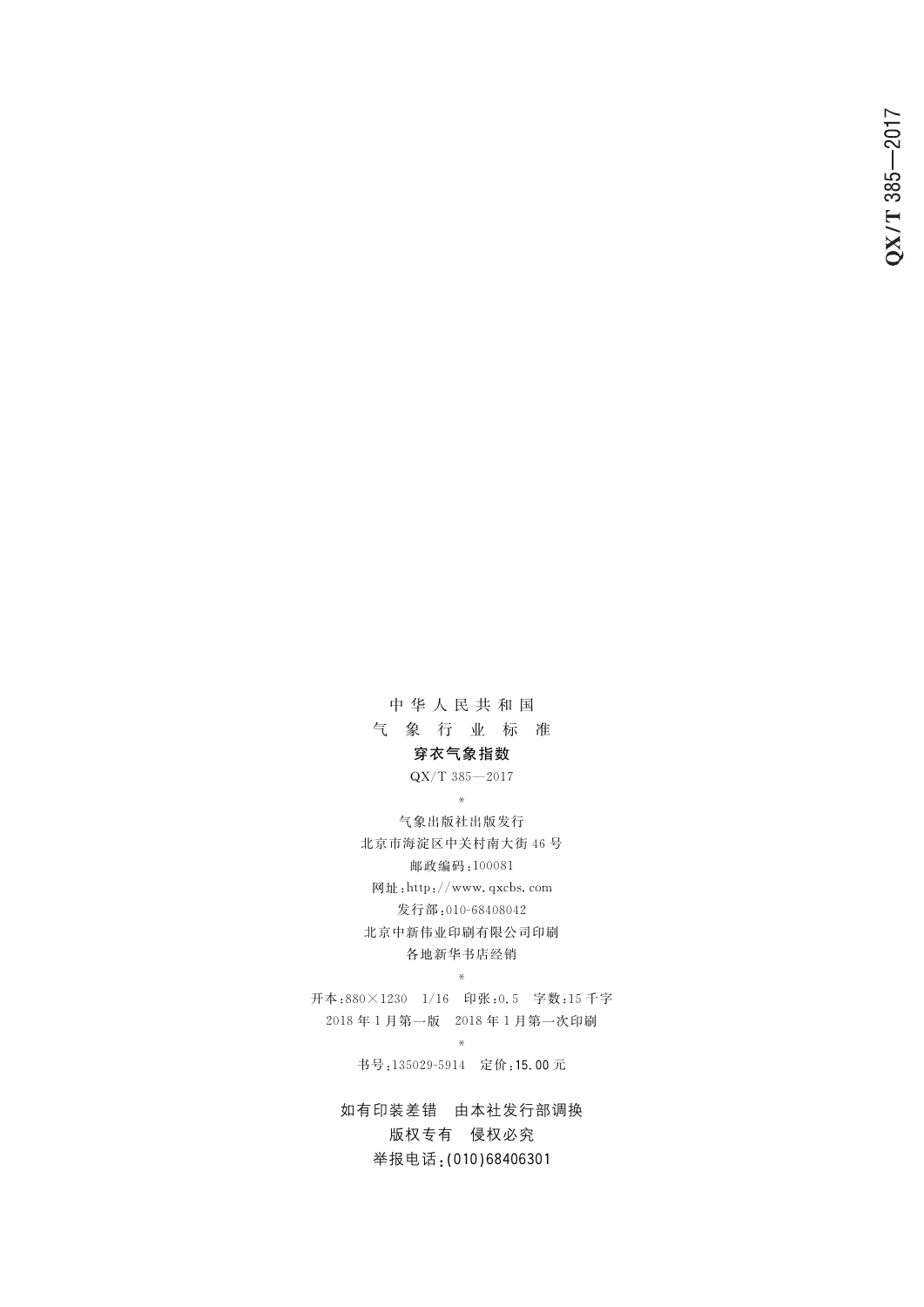QX/T 385—2017

中 华 人 民 共 和 国

气　象　行　业　标　准

**穿衣气象指数**

QX/T 385—2017

*

气象出版社出版发行

北京市海淀区中关村南大街46号

邮政编码:100081

网址:http://www.qxcbs.com

发行部:010-68408042

北京中新伟业印刷有限公司印刷

各地新华书店经销

*

开本:880×1230　1/16　印张:0.5　字数:15千字

2018年1月第一版　2018年1月第一次印刷

*

书号:135029-5914　定价:15.00元

如有印装差错　由本社发行部调换

版权专有　侵权必究

举报电话:(010)68406301